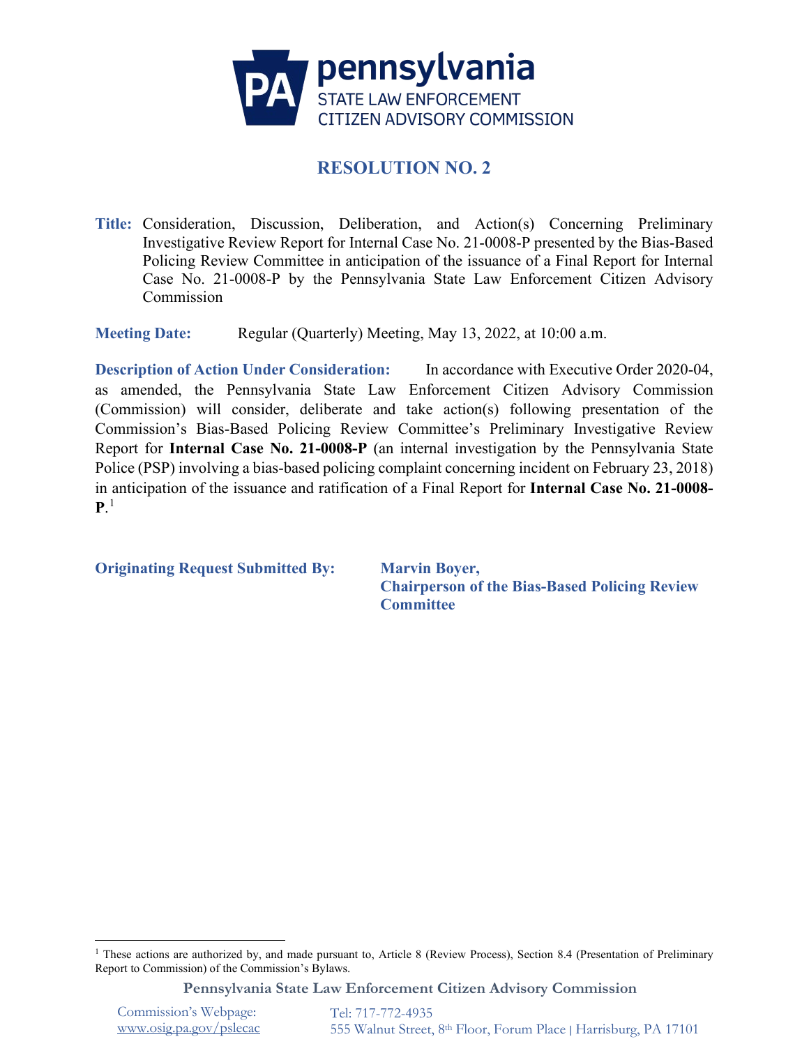**pennsylvania**
STATE LAW ENFORCEMENT
CITIZEN ADVISORY COMMISSION

# RESOLUTION NO. 2

**Title:** Consideration, Discussion, Deliberation, and Action(s) Concerning Preliminary Investigative Review Report for Internal Case No. 21-0008-P presented by the Bias-Based Policing Review Committee in anticipation of the issuance of a Final Report for Internal Case No. 21-0008-P by the Pennsylvania State Law Enforcement Citizen Advisory Commission

**Meeting Date:** Regular (Quarterly) Meeting, May 13, 2022, at 10:00 a.m.

**Description of Action Under Consideration:** In accordance with Executive Order 2020-04, as amended, the Pennsylvania State Law Enforcement Citizen Advisory Commission (Commission) will consider, deliberate and take action(s) following presentation of the Commission's Bias-Based Policing Review Committee's Preliminary Investigative Review Report for **Internal Case No. 21-0008-P** (an internal investigation by the Pennsylvania State Police (PSP) involving a bias-based policing complaint concerning incident on February 23, 2018) in anticipation of the issuance and ratification of a Final Report for **Internal Case No. 21-0008-P**.[1]

**Originating Request Submitted By:** **Marvin Boyer, Chairperson of the Bias-Based Policing Review Committee**

---

[1] These actions are authorized by, and made pursuant to, Article 8 (Review Process), Section 8.4 (Presentation of Preliminary Report to Commission) of the Commission's Bylaws.

**Pennsylvania State Law Enforcement Citizen Advisory Commission**

Commission's Webpage: www.osig.pa.gov/pslecac
Tel: 717-772-4935
555 Walnut Street, 8th Floor, Forum Place | Harrisburg, PA 17101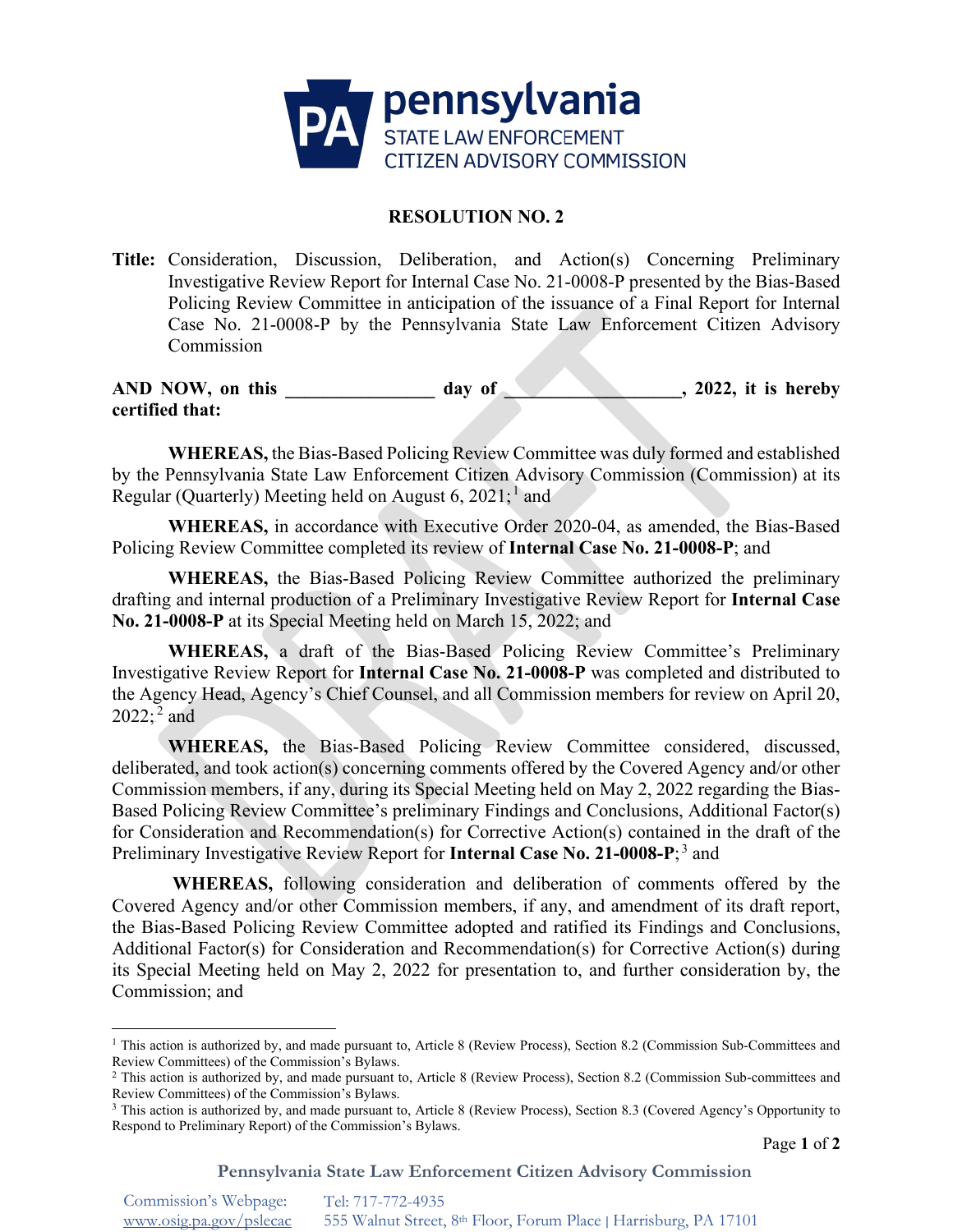pennsylvania
STATE LAW ENFORCEMENT
CITIZEN ADVISORY COMMISSION

## RESOLUTION NO. 2

**Title:** Consideration, Discussion, Deliberation, and Action(s) Concerning Preliminary Investigative Review Report for Internal Case No. 21-0008-P presented by the Bias-Based Policing Review Committee in anticipation of the issuance of a Final Report for Internal Case No. 21-0008-P by the Pennsylvania State Law Enforcement Citizen Advisory Commission

**AND NOW, on this _______________ day of __________________, 2022, it is hereby certified that:**

**WHEREAS,** the Bias-Based Policing Review Committee was duly formed and established by the Pennsylvania State Law Enforcement Citizen Advisory Commission (Commission) at its Regular (Quarterly) Meeting held on August 6, 2021;[1] and

**WHEREAS,** in accordance with Executive Order 2020-04, as amended, the Bias-Based Policing Review Committee completed its review of **Internal Case No. 21-0008-P**; and

**WHEREAS,** the Bias-Based Policing Review Committee authorized the preliminary drafting and internal production of a Preliminary Investigative Review Report for **Internal Case No. 21-0008-P** at its Special Meeting held on March 15, 2022; and

**WHEREAS,** a draft of the Bias-Based Policing Review Committee's Preliminary Investigative Review Report for **Internal Case No. 21-0008-P** was completed and distributed to the Agency Head, Agency's Chief Counsel, and all Commission members for review on April 20, 2022;[2] and

**WHEREAS,** the Bias-Based Policing Review Committee considered, discussed, deliberated, and took action(s) concerning comments offered by the Covered Agency and/or other Commission members, if any, during its Special Meeting held on May 2, 2022 regarding the Bias-Based Policing Review Committee's preliminary Findings and Conclusions, Additional Factor(s) for Consideration and Recommendation(s) for Corrective Action(s) contained in the draft of the Preliminary Investigative Review Report for **Internal Case No. 21-0008-P**;[3] and

**WHEREAS,** following consideration and deliberation of comments offered by the Covered Agency and/or other Commission members, if any, and amendment of its draft report, the Bias-Based Policing Review Committee adopted and ratified its Findings and Conclusions, Additional Factor(s) for Consideration and Recommendation(s) for Corrective Action(s) during its Special Meeting held on May 2, 2022 for presentation to, and further consideration by, the Commission; and

---

[1] This action is authorized by, and made pursuant to, Article 8 (Review Process), Section 8.2 (Commission Sub-Committees and Review Committees) of the Commission's Bylaws.

[2] This action is authorized by, and made pursuant to, Article 8 (Review Process), Section 8.2 (Commission Sub-committees and Review Committees) of the Commission's Bylaws.

[3] This action is authorized by, and made pursuant to, Article 8 (Review Process), Section 8.3 (Covered Agency's Opportunity to Respond to Preliminary Report) of the Commission's Bylaws.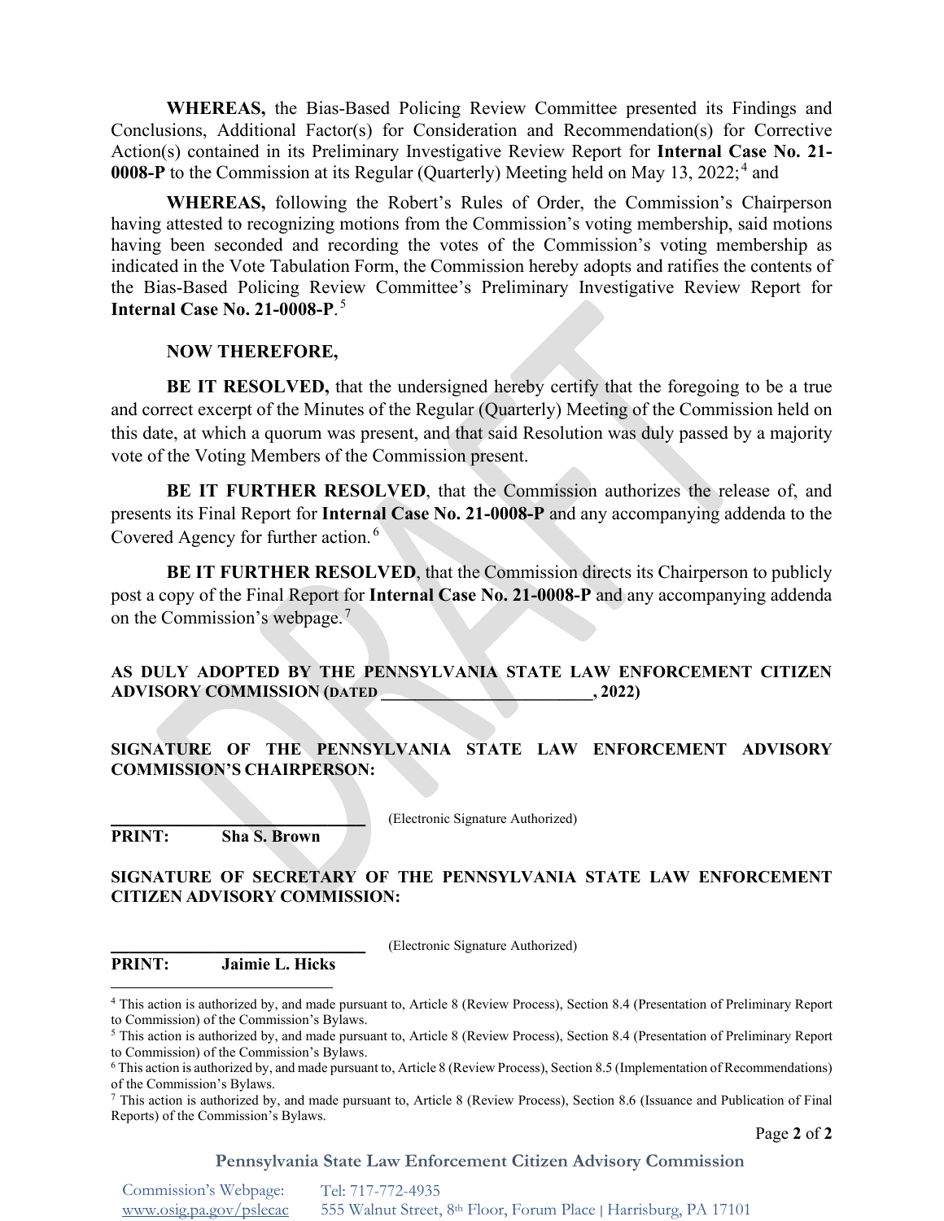**WHEREAS,** the Bias-Based Policing Review Committee presented its Findings and Conclusions, Additional Factor(s) for Consideration and Recommendation(s) for Corrective Action(s) contained in its Preliminary Investigative Review Report for **Internal Case No. 21-0008-P** to the Commission at its Regular (Quarterly) Meeting held on May 13, 2022;[4] and

**WHEREAS,** following the Robert's Rules of Order, the Commission's Chairperson having attested to recognizing motions from the Commission's voting membership, said motions having been seconded and recording the votes of the Commission's voting membership as indicated in the Vote Tabulation Form, the Commission hereby adopts and ratifies the contents of the Bias-Based Policing Review Committee's Preliminary Investigative Review Report for **Internal Case No. 21-0008-P**.[5]

**NOW THEREFORE,**

**BE IT RESOLVED,** that the undersigned hereby certify that the foregoing to be a true and correct excerpt of the Minutes of the Regular (Quarterly) Meeting of the Commission held on this date, at which a quorum was present, and that said Resolution was duly passed by a majority vote of the Voting Members of the Commission present.

**BE IT FURTHER RESOLVED**, that the Commission authorizes the release of, and presents its Final Report for **Internal Case No. 21-0008-P** and any accompanying addenda to the Covered Agency for further action.[6]

**BE IT FURTHER RESOLVED**, that the Commission directs its Chairperson to publicly post a copy of the Final Report for **Internal Case No. 21-0008-P** and any accompanying addenda on the Commission's webpage.[7]

**AS DULY ADOPTED BY THE PENNSYLVANIA STATE LAW ENFORCEMENT CITIZEN ADVISORY COMMISSION (DATED _________________________, 2022)**

**SIGNATURE OF THE PENNSYLVANIA STATE LAW ENFORCEMENT ADVISORY COMMISSION'S CHAIRPERSON:**

______________________________ (Electronic Signature Authorized)

**PRINT: Sha S. Brown**

**SIGNATURE OF SECRETARY OF THE PENNSYLVANIA STATE LAW ENFORCEMENT CITIZEN ADVISORY COMMISSION:**

______________________________ (Electronic Signature Authorized)

**PRINT: Jaimie L. Hicks**

---

[4] This action is authorized by, and made pursuant to, Article 8 (Review Process), Section 8.4 (Presentation of Preliminary Report to Commission) of the Commission's Bylaws.

[5] This action is authorized by, and made pursuant to, Article 8 (Review Process), Section 8.4 (Presentation of Preliminary Report to Commission) of the Commission's Bylaws.

[6] This action is authorized by, and made pursuant to, Article 8 (Review Process), Section 8.5 (Implementation of Recommendations) of the Commission's Bylaws.

[7] This action is authorized by, and made pursuant to, Article 8 (Review Process), Section 8.6 (Issuance and Publication of Final Reports) of the Commission's Bylaws.